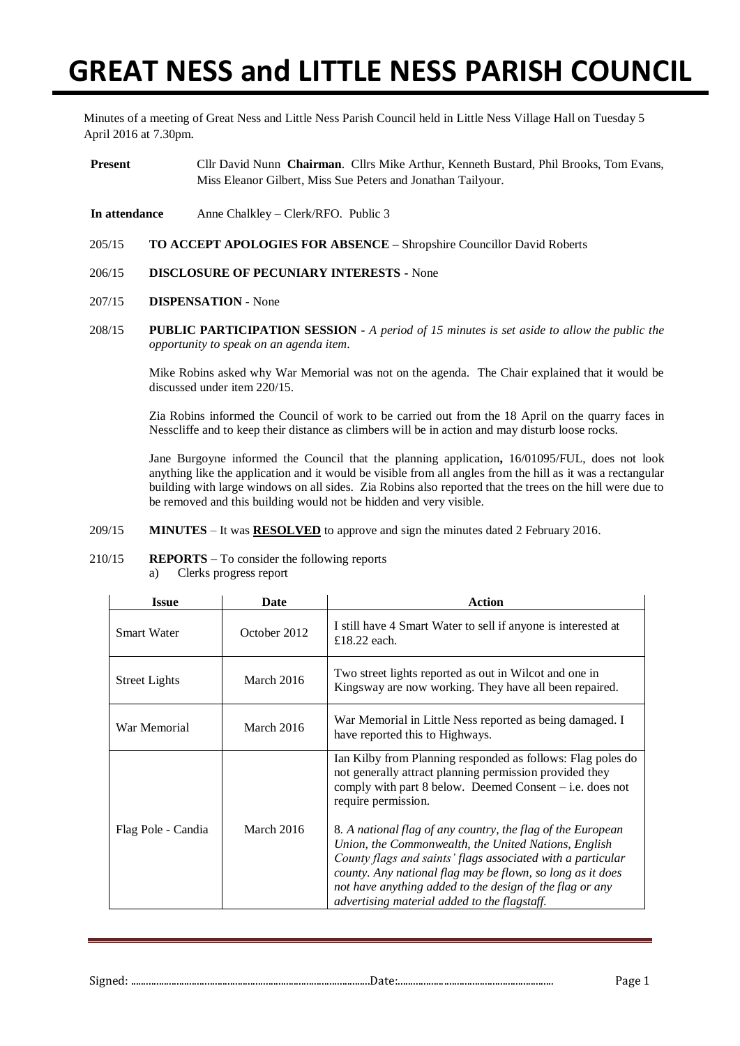# GREAT NESS and LITTLE NESS PARISH COUNCIL

Minutes of a meeting of Great Ness and Little Ness Parish Council held in Little Ness Village Hall on Tuesday 5 April 2016 at 7.30pm.

**Present** Cllr David Nunn **Chairman**. Cllrs Mike Arthur, Kenneth Bustard, Phil Brooks, Tom Evans, Miss Eleanor Gilbert, Miss Sue Peters and Jonathan Tailyour.

**In attendance** Anne Chalkley – Clerk/RFO. Public 3

205/15 **TO ACCEPT APOLOGIES FOR ABSENCE –** Shropshire Councillor David Roberts

206/15 **DISCLOSURE OF PECUNIARY INTERESTS -** None

207/15 **DISPENSATION -** None

208/15 **PUBLIC PARTICIPATION SESSION -** *A period of 15 minutes is set aside to allow the public the opportunity to speak on an agenda item*.

Mike Robins asked why War Memorial was not on the agenda. The Chair explained that it would be discussed under item 220/15.

Zia Robins informed the Council of work to be carried out from the 18 April on the quarry faces in Nesscliffe and to keep their distance as climbers will be in action and may disturb loose rocks.

Jane Burgoyne informed the Council that the planning application**,** 16/01095/FUL, does not look anything like the application and it would be visible from all angles from the hill as it was a rectangular building with large windows on all sides. Zia Robins also reported that the trees on the hill were due to be removed and this building would not be hidden and very visible.

209/15 **MINUTES** – It was **RESOLVED** to approve and sign the minutes dated 2 February 2016.

210/15 **REPORTS** – To consider the following reports

a) Clerks progress report

| Issue | Date | Action |
|---|---|---|
| Smart Water | October 2012 | I still have 4 Smart Water to sell if anyone is interested at £18.22 each. |
| Street Lights | March 2016 | Two street lights reported as out in Wilcot and one in Kingsway are now working. They have all been repaired. |
| War Memorial | March 2016 | War Memorial in Little Ness reported as being damaged. I have reported this to Highways. |
| Flag Pole - Candia | March 2016 | Ian Kilby from Planning responded as follows: Flag poles do not generally attract planning permission provided they comply with part 8 below. Deemed Consent – i.e. does not require permission.<br><br>8. *A national flag of any country, the flag of the European Union, the Commonwealth, the United Nations, English County flags and saints' flags associated with a particular county. Any national flag may be flown, so long as it does not have anything added to the design of the flag or any advertising material added to the flagstaff.* |

Signed: ................................................................Date:..............................................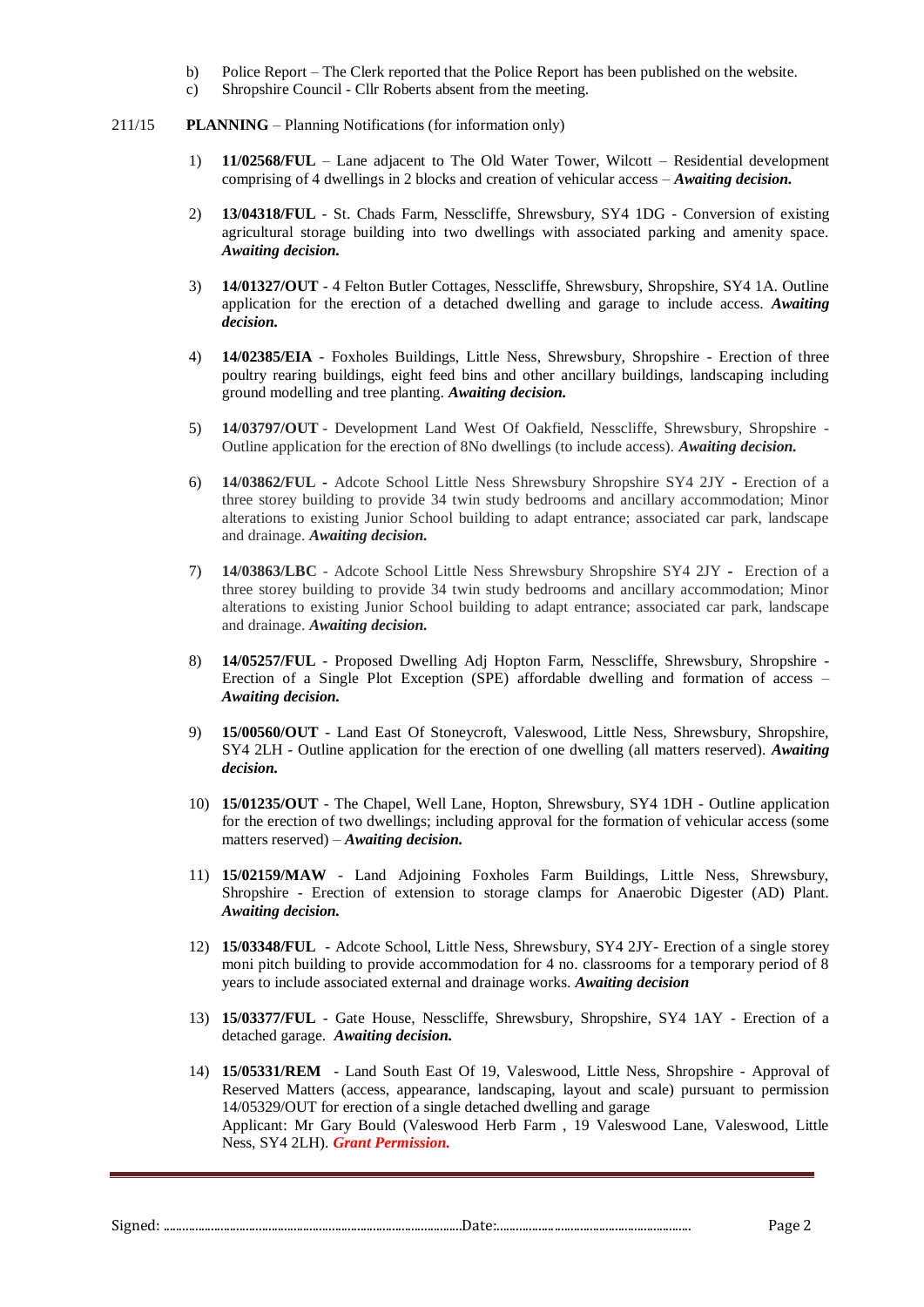b) Police Report – The Clerk reported that the Police Report has been published on the website.
c) Shropshire Council - Cllr Roberts absent from the meeting.

211/15 **PLANNING** – Planning Notifications (for information only)

1) **11/02568/FUL** – Lane adjacent to The Old Water Tower, Wilcott – Residential development comprising of 4 dwellings in 2 blocks and creation of vehicular access – ***Awaiting decision.***

2) **13/04318/FUL** - St. Chads Farm, Nesscliffe, Shrewsbury, SY4 1DG - Conversion of existing agricultural storage building into two dwellings with associated parking and amenity space. ***Awaiting decision.***

3) **14/01327/OUT** - 4 Felton Butler Cottages, Nesscliffe, Shrewsbury, Shropshire, SY4 1A. Outline application for the erection of a detached dwelling and garage to include access. ***Awaiting decision.***

4) **14/02385/EIA** - Foxholes Buildings, Little Ness, Shrewsbury, Shropshire - Erection of three poultry rearing buildings, eight feed bins and other ancillary buildings, landscaping including ground modelling and tree planting. ***Awaiting decision.***

5) **14/03797/OUT** - Development Land West Of Oakfield, Nesscliffe, Shrewsbury, Shropshire - Outline application for the erection of 8No dwellings (to include access). ***Awaiting decision.***

6) **14/03862/FUL -** Adcote School Little Ness Shrewsbury Shropshire SY4 2JY **-** Erection of a three storey building to provide 34 twin study bedrooms and ancillary accommodation; Minor alterations to existing Junior School building to adapt entrance; associated car park, landscape and drainage. ***Awaiting decision.***

7) **14/03863/LBC** - Adcote School Little Ness Shrewsbury Shropshire SY4 2JY **-** Erection of a three storey building to provide 34 twin study bedrooms and ancillary accommodation; Minor alterations to existing Junior School building to adapt entrance; associated car park, landscape and drainage. ***Awaiting decision.***

8) **14/05257/FUL** - Proposed Dwelling Adj Hopton Farm, Nesscliffe, Shrewsbury, Shropshire - Erection of a Single Plot Exception (SPE) affordable dwelling and formation of access – ***Awaiting decision.***

9) **15/00560/OUT** - Land East Of Stoneycroft, Valeswood, Little Ness, Shrewsbury, Shropshire, SY4 2LH - Outline application for the erection of one dwelling (all matters reserved). ***Awaiting decision.***

10) **15/01235/OUT** - The Chapel, Well Lane, Hopton, Shrewsbury, SY4 1DH - Outline application for the erection of two dwellings; including approval for the formation of vehicular access (some matters reserved) – ***Awaiting decision.***

11) **15/02159/MAW** - Land Adjoining Foxholes Farm Buildings, Little Ness, Shrewsbury, Shropshire - Erection of extension to storage clamps for Anaerobic Digester (AD) Plant. ***Awaiting decision.***

12) **15/03348/FUL** - Adcote School, Little Ness, Shrewsbury, SY4 2JY- Erection of a single storey moni pitch building to provide accommodation for 4 no. classrooms for a temporary period of 8 years to include associated external and drainage works. ***Awaiting decision***

13) **15/03377/FUL** - Gate House, Nesscliffe, Shrewsbury, Shropshire, SY4 1AY - Erection of a detached garage. ***Awaiting decision.***

14) **15/05331/REM** - Land South East Of 19, Valeswood, Little Ness, Shropshire - Approval of Reserved Matters (access, appearance, landscaping, layout and scale) pursuant to permission 14/05329/OUT for erection of a single detached dwelling and garage
Applicant: Mr Gary Bould (Valeswood Herb Farm , 19 Valeswood Lane, Valeswood, Little Ness, SY4 2LH). ***Grant Permission.***

Signed: ………………………………………………………………Date:……………………………………………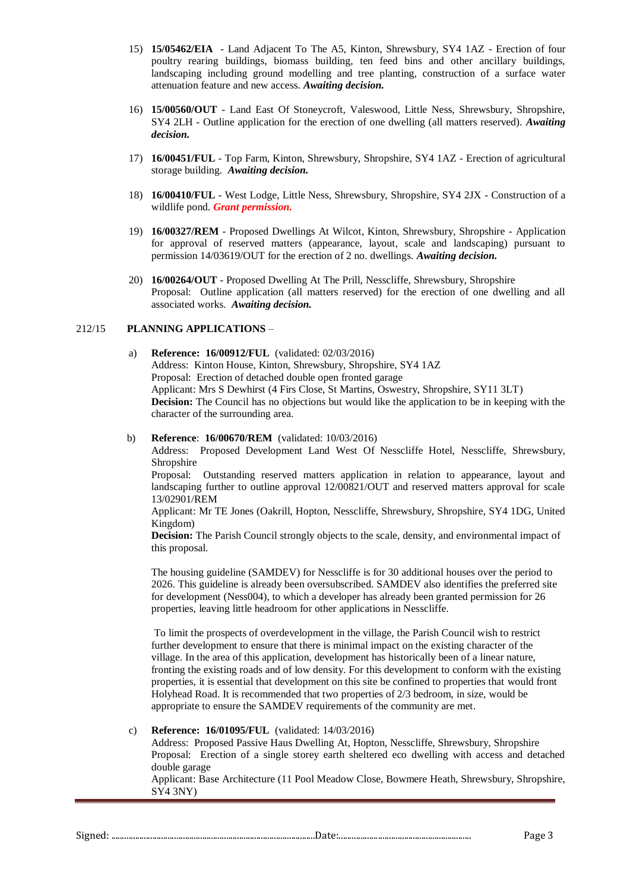15) **15/05462/EIA** - Land Adjacent To The A5, Kinton, Shrewsbury, SY4 1AZ - Erection of four poultry rearing buildings, biomass building, ten feed bins and other ancillary buildings, landscaping including ground modelling and tree planting, construction of a surface water attenuation feature and new access. ***Awaiting decision.***

16) **15/00560/OUT** - Land East Of Stoneycroft, Valeswood, Little Ness, Shrewsbury, Shropshire, SY4 2LH - Outline application for the erection of one dwelling (all matters reserved). ***Awaiting decision.***

17) **16/00451/FUL** - Top Farm, Kinton, Shrewsbury, Shropshire, SY4 1AZ - Erection of agricultural storage building. ***Awaiting decision.***

18) **16/00410/FUL** - West Lodge, Little Ness, Shrewsbury, Shropshire, SY4 2JX - Construction of a wildlife pond. ***Grant permission.***

19) **16/00327/REM** - Proposed Dwellings At Wilcot, Kinton, Shrewsbury, Shropshire - Application for approval of reserved matters (appearance, layout, scale and landscaping) pursuant to permission 14/03619/OUT for the erection of 2 no. dwellings. ***Awaiting decision.***

20) **16/00264/OUT** - Proposed Dwelling At The Prill, Nesscliffe, Shrewsbury, Shropshire
Proposal: Outline application (all matters reserved) for the erection of one dwelling and all associated works. ***Awaiting decision.***

212/15 **PLANNING APPLICATIONS** –

a) **Reference: 16/00912/FUL** (validated: 02/03/2016)
Address: Kinton House, Kinton, Shrewsbury, Shropshire, SY4 1AZ
Proposal: Erection of detached double open fronted garage
Applicant: Mrs S Dewhirst (4 Firs Close, St Martins, Oswestry, Shropshire, SY11 3LT)
**Decision:** The Council has no objections but would like the application to be in keeping with the character of the surrounding area.

b) **Reference**: **16/00670/REM** (validated: 10/03/2016)
Address: Proposed Development Land West Of Nesscliffe Hotel, Nesscliffe, Shrewsbury, Shropshire
Proposal: Outstanding reserved matters application in relation to appearance, layout and landscaping further to outline approval 12/00821/OUT and reserved matters approval for scale 13/02901/REM
Applicant: Mr TE Jones (Oakrill, Hopton, Nesscliffe, Shrewsbury, Shropshire, SY4 1DG, United Kingdom)
**Decision:** The Parish Council strongly objects to the scale, density, and environmental impact of this proposal.

The housing guideline (SAMDEV) for Nesscliffe is for 30 additional houses over the period to 2026. This guideline is already been oversubscribed. SAMDEV also identifies the preferred site for development (Ness004), to which a developer has already been granted permission for 26 properties, leaving little headroom for other applications in Nesscliffe.

To limit the prospects of overdevelopment in the village, the Parish Council wish to restrict further development to ensure that there is minimal impact on the existing character of the village. In the area of this application, development has historically been of a linear nature, fronting the existing roads and of low density. For this development to conform with the existing properties, it is essential that development on this site be confined to properties that would front Holyhead Road. It is recommended that two properties of 2/3 bedroom, in size, would be appropriate to ensure the SAMDEV requirements of the community are met.

c) **Reference: 16/01095/FUL** (validated: 14/03/2016)
Address: Proposed Passive Haus Dwelling At, Hopton, Nesscliffe, Shrewsbury, Shropshire
Proposal: Erection of a single storey earth sheltered eco dwelling with access and detached double garage
Applicant: Base Architecture (11 Pool Meadow Close, Bowmere Heath, Shrewsbury, Shropshire, SY4 3NY)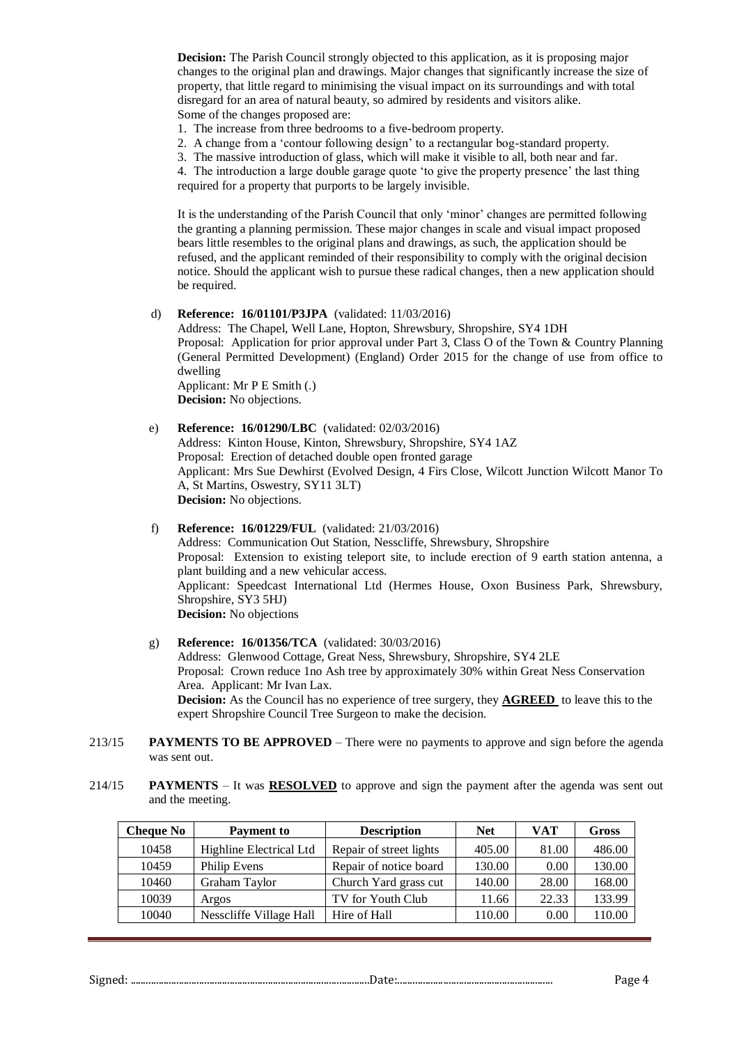**Decision:** The Parish Council strongly objected to this application, as it is proposing major changes to the original plan and drawings. Major changes that significantly increase the size of property, that little regard to minimising the visual impact on its surroundings and with total disregard for an area of natural beauty, so admired by residents and visitors alike.
Some of the changes proposed are:

1. The increase from three bedrooms to a five-bedroom property.
2. A change from a 'contour following design' to a rectangular bog-standard property.
3. The massive introduction of glass, which will make it visible to all, both near and far.
4. The introduction a large double garage quote 'to give the property presence' the last thing required for a property that purports to be largely invisible.

It is the understanding of the Parish Council that only 'minor' changes are permitted following the granting a planning permission. These major changes in scale and visual impact proposed bears little resembles to the original plans and drawings, as such, the application should be refused, and the applicant reminded of their responsibility to comply with the original decision notice. Should the applicant wish to pursue these radical changes, then a new application should be required.

d) **Reference: 16/01101/P3JPA** (validated: 11/03/2016)
Address: The Chapel, Well Lane, Hopton, Shrewsbury, Shropshire, SY4 1DH
Proposal: Application for prior approval under Part 3, Class O of the Town & Country Planning (General Permitted Development) (England) Order 2015 for the change of use from office to dwelling
Applicant: Mr P E Smith (.)
**Decision:** No objections.

e) **Reference: 16/01290/LBC** (validated: 02/03/2016)
Address: Kinton House, Kinton, Shrewsbury, Shropshire, SY4 1AZ
Proposal: Erection of detached double open fronted garage
Applicant: Mrs Sue Dewhirst (Evolved Design, 4 Firs Close, Wilcott Junction Wilcott Manor To A, St Martins, Oswestry, SY11 3LT)
**Decision:** No objections.

f) **Reference: 16/01229/FUL** (validated: 21/03/2016)
Address: Communication Out Station, Nesscliffe, Shrewsbury, Shropshire
Proposal: Extension to existing teleport site, to include erection of 9 earth station antenna, a plant building and a new vehicular access.
Applicant: Speedcast International Ltd (Hermes House, Oxon Business Park, Shrewsbury, Shropshire, SY3 5HJ)
**Decision:** No objections

g) **Reference: 16/01356/TCA** (validated: 30/03/2016)
Address: Glenwood Cottage, Great Ness, Shrewsbury, Shropshire, SY4 2LE
Proposal: Crown reduce 1no Ash tree by approximately 30% within Great Ness Conservation Area. Applicant: Mr Ivan Lax.
**Decision:** As the Council has no experience of tree surgery, they **AGREED** to leave this to the expert Shropshire Council Tree Surgeon to make the decision.

213/15 **PAYMENTS TO BE APPROVED** – There were no payments to approve and sign before the agenda was sent out.

214/15 **PAYMENTS** – It was **RESOLVED** to approve and sign the payment after the agenda was sent out and the meeting.

| Cheque No | Payment to | Description | Net | VAT | Gross |
|---|---|---|---|---|---|
| 10458 | Highline Electrical Ltd | Repair of street lights | 405.00 | 81.00 | 486.00 |
| 10459 | Philip Evens | Repair of notice board | 130.00 | 0.00 | 130.00 |
| 10460 | Graham Taylor | Church Yard grass cut | 140.00 | 28.00 | 168.00 |
| 10039 | Argos | TV for Youth Club | 11.66 | 22.33 | 133.99 |
| 10040 | Nesscliffe Village Hall | Hire of Hall | 110.00 | 0.00 | 110.00 |

Signed: ............................................................................................Date:............................................................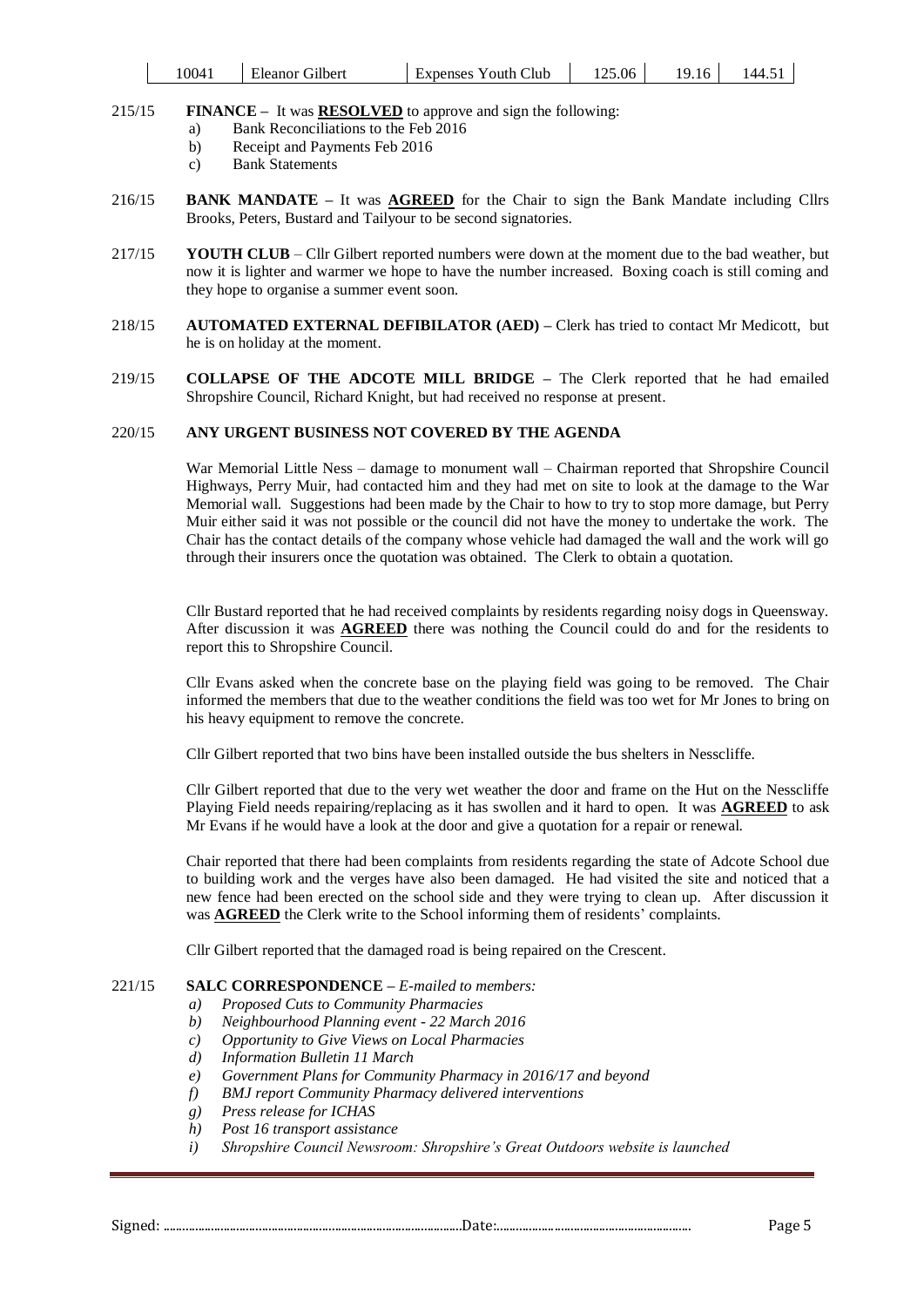| 10041 | Eleanor Gilbert | Expenses Youth Club | 125.06 | 19.16 | 144.51 |
|---|---|---|---|---|---|

215/15 **FINANCE –** It was **RESOLVED** to approve and sign the following:

a) Bank Reconciliations to the Feb 2016
b) Receipt and Payments Feb 2016
c) Bank Statements

216/15 **BANK MANDATE –** It was **AGREED** for the Chair to sign the Bank Mandate including Cllrs Brooks, Peters, Bustard and Tailyour to be second signatories.

217/15 **YOUTH CLUB** – Cllr Gilbert reported numbers were down at the moment due to the bad weather, but now it is lighter and warmer we hope to have the number increased. Boxing coach is still coming and they hope to organise a summer event soon.

218/15 **AUTOMATED EXTERNAL DEFIBILATOR (AED) –** Clerk has tried to contact Mr Medicott, but he is on holiday at the moment.

219/15 **COLLAPSE OF THE ADCOTE MILL BRIDGE –** The Clerk reported that he had emailed Shropshire Council, Richard Knight, but had received no response at present.

220/15 **ANY URGENT BUSINESS NOT COVERED BY THE AGENDA**

War Memorial Little Ness – damage to monument wall – Chairman reported that Shropshire Council Highways, Perry Muir, had contacted him and they had met on site to look at the damage to the War Memorial wall. Suggestions had been made by the Chair to how to try to stop more damage, but Perry Muir either said it was not possible or the council did not have the money to undertake the work. The Chair has the contact details of the company whose vehicle had damaged the wall and the work will go through their insurers once the quotation was obtained. The Clerk to obtain a quotation.

Cllr Bustard reported that he had received complaints by residents regarding noisy dogs in Queensway. After discussion it was **AGREED** there was nothing the Council could do and for the residents to report this to Shropshire Council.

Cllr Evans asked when the concrete base on the playing field was going to be removed. The Chair informed the members that due to the weather conditions the field was too wet for Mr Jones to bring on his heavy equipment to remove the concrete.

Cllr Gilbert reported that two bins have been installed outside the bus shelters in Nesscliffe.

Cllr Gilbert reported that due to the very wet weather the door and frame on the Hut on the Nesscliffe Playing Field needs repairing/replacing as it has swollen and it hard to open. It was **AGREED** to ask Mr Evans if he would have a look at the door and give a quotation for a repair or renewal.

Chair reported that there had been complaints from residents regarding the state of Adcote School due to building work and the verges have also been damaged. He had visited the site and noticed that a new fence had been erected on the school side and they were trying to clean up. After discussion it was **AGREED** the Clerk write to the School informing them of residents' complaints.

Cllr Gilbert reported that the damaged road is being repaired on the Crescent.

221/15 **SALC CORRESPONDENCE –** *E-mailed to members:*

*a) Proposed Cuts to Community Pharmacies*
*b) Neighbourhood Planning event - 22 March 2016*
*c) Opportunity to Give Views on Local Pharmacies*
*d) Information Bulletin 11 March*
*e) Government Plans for Community Pharmacy in 2016/17 and beyond*
*f) BMJ report Community Pharmacy delivered interventions*
*g) Press release for ICHAS*
*h) Post 16 transport assistance*
*i) Shropshire Council Newsroom: Shropshire's Great Outdoors website is launched*

Signed: ........................................................................................Date:.........................................................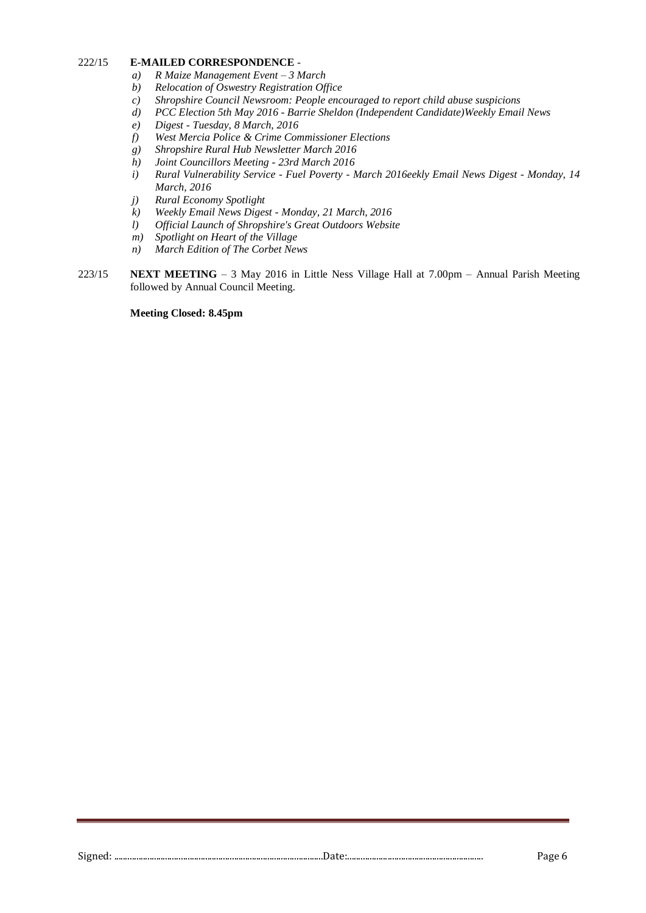222/15 **E-MAILED CORRESPONDENCE** -

a) *R Maize Management Event – 3 March*
b) *Relocation of Oswestry Registration Office*
c) *Shropshire Council Newsroom: People encouraged to report child abuse suspicions*
d) *PCC Election 5th May 2016 - Barrie Sheldon (Independent Candidate)Weekly Email News*
e) *Digest - Tuesday, 8 March, 2016*
f) *West Mercia Police & Crime Commissioner Elections*
g) *Shropshire Rural Hub Newsletter March 2016*
h) *Joint Councillors Meeting - 23rd March 2016*
i) *Rural Vulnerability Service - Fuel Poverty - March 2016eekly Email News Digest - Monday, 14 March, 2016*
j) *Rural Economy Spotlight*
k) *Weekly Email News Digest - Monday, 21 March, 2016*
l) *Official Launch of Shropshire's Great Outdoors Website*
m) *Spotlight on Heart of the Village*
n) *March Edition of The Corbet News*

223/15 **NEXT MEETING** – 3 May 2016 in Little Ness Village Hall at 7.00pm – Annual Parish Meeting followed by Annual Council Meeting.

**Meeting Closed: 8.45pm**

Signed: ..............................................................................................Date:............................................................